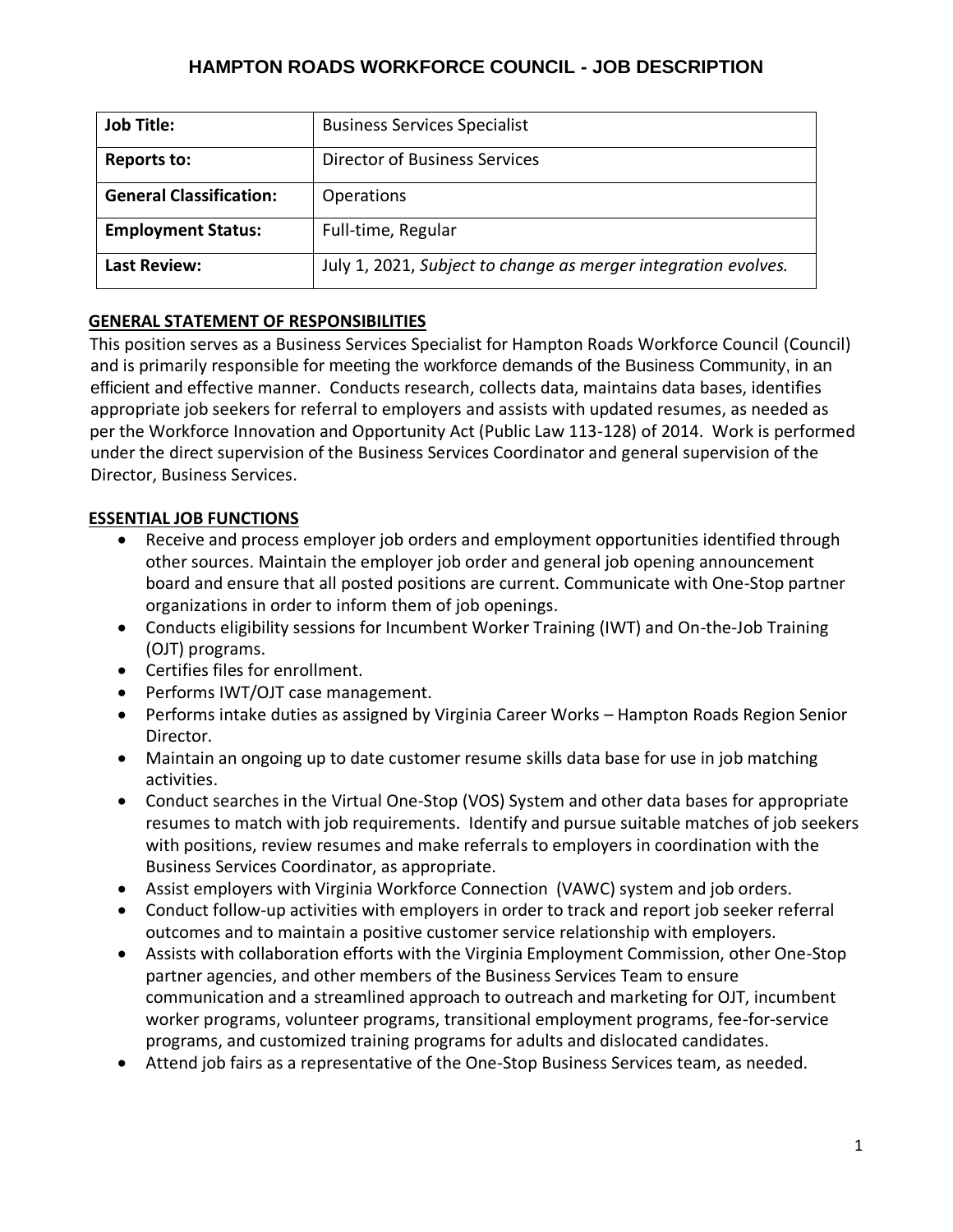# HAMPTON ROADS WORKFORCE COUNCIL - JOB DESCRIPTION

| **Job Title:** | Business Services Specialist |
|---|---|
| **Reports to:** | Director of Business Services |
| **General Classification:** | Operations |
| **Employment Status:** | Full-time, Regular |
| **Last Review:** | July 1, 2021, *Subject to change as merger integration evolves.* |

## GENERAL STATEMENT OF RESPONSIBILITIES

This position serves as a Business Services Specialist for Hampton Roads Workforce Council (Council) and is primarily responsible for meeting the workforce demands of the Business Community, in an efficient and effective manner. Conducts research, collects data, maintains data bases, identifies appropriate job seekers for referral to employers and assists with updated resumes, as needed as per the Workforce Innovation and Opportunity Act (Public Law 113-128) of 2014. Work is performed under the direct supervision of the Business Services Coordinator and general supervision of the Director, Business Services.

## ESSENTIAL JOB FUNCTIONS

- Receive and process employer job orders and employment opportunities identified through other sources. Maintain the employer job order and general job opening announcement board and ensure that all posted positions are current. Communicate with One-Stop partner organizations in order to inform them of job openings.
- Conducts eligibility sessions for Incumbent Worker Training (IWT) and On-the-Job Training (OJT) programs.
- Certifies files for enrollment.
- Performs IWT/OJT case management.
- Performs intake duties as assigned by Virginia Career Works – Hampton Roads Region Senior Director.
- Maintain an ongoing up to date customer resume skills data base for use in job matching activities.
- Conduct searches in the Virtual One-Stop (VOS) System and other data bases for appropriate resumes to match with job requirements. Identify and pursue suitable matches of job seekers with positions, review resumes and make referrals to employers in coordination with the Business Services Coordinator, as appropriate.
- Assist employers with Virginia Workforce Connection (VAWC) system and job orders.
- Conduct follow-up activities with employers in order to track and report job seeker referral outcomes and to maintain a positive customer service relationship with employers.
- Assists with collaboration efforts with the Virginia Employment Commission, other One-Stop partner agencies, and other members of the Business Services Team to ensure communication and a streamlined approach to outreach and marketing for OJT, incumbent worker programs, volunteer programs, transitional employment programs, fee-for-service programs, and customized training programs for adults and dislocated candidates.
- Attend job fairs as a representative of the One-Stop Business Services team, as needed.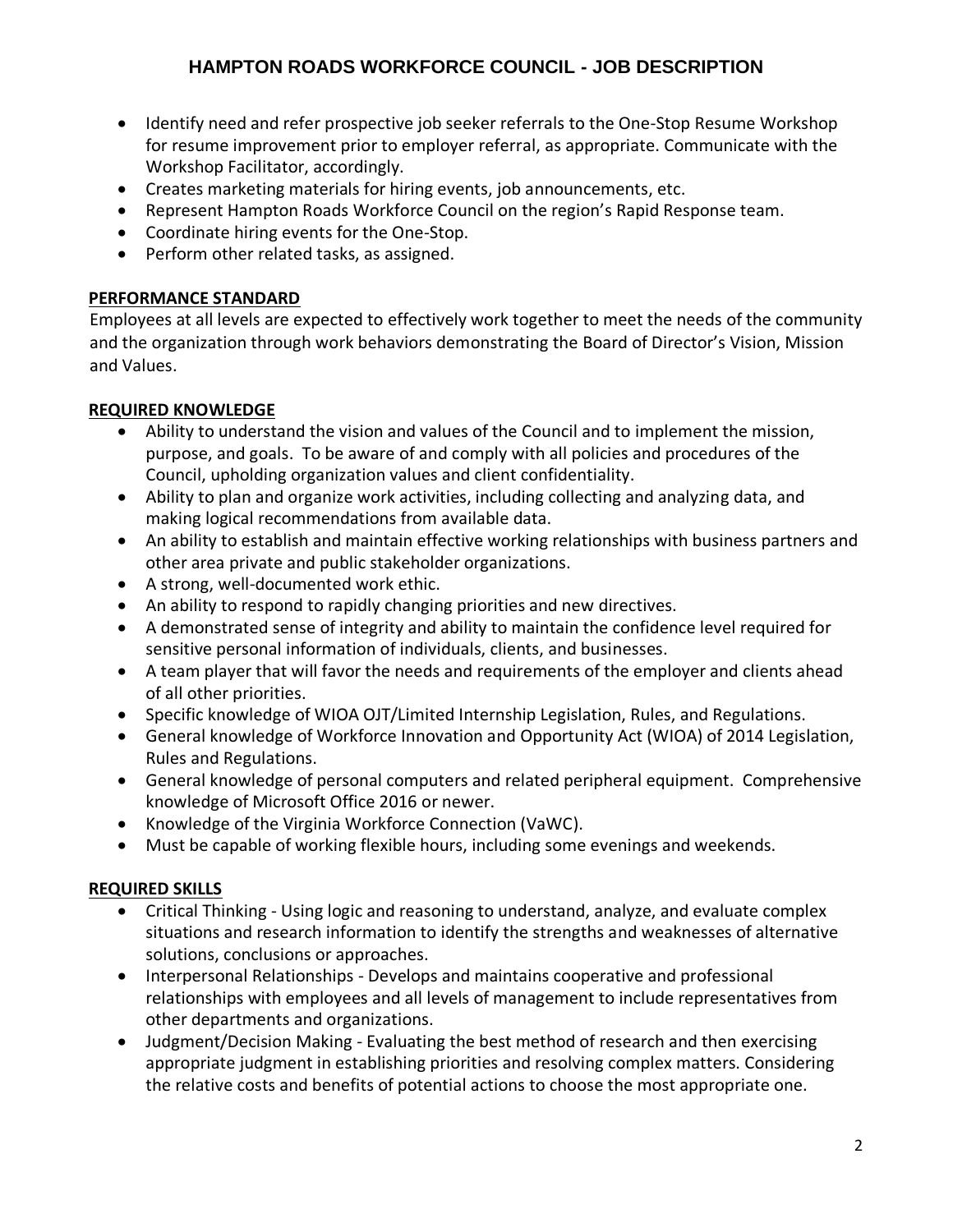- Identify need and refer prospective job seeker referrals to the One-Stop Resume Workshop for resume improvement prior to employer referral, as appropriate. Communicate with the Workshop Facilitator, accordingly.
- Creates marketing materials for hiring events, job announcements, etc.
- Represent Hampton Roads Workforce Council on the region's Rapid Response team.
- Coordinate hiring events for the One-Stop.
- Perform other related tasks, as assigned.

## PERFORMANCE STANDARD

Employees at all levels are expected to effectively work together to meet the needs of the community and the organization through work behaviors demonstrating the Board of Director's Vision, Mission and Values.

## REQUIRED KNOWLEDGE

- Ability to understand the vision and values of the Council and to implement the mission, purpose, and goals. To be aware of and comply with all policies and procedures of the Council, upholding organization values and client confidentiality.
- Ability to plan and organize work activities, including collecting and analyzing data, and making logical recommendations from available data.
- An ability to establish and maintain effective working relationships with business partners and other area private and public stakeholder organizations.
- A strong, well-documented work ethic.
- An ability to respond to rapidly changing priorities and new directives.
- A demonstrated sense of integrity and ability to maintain the confidence level required for sensitive personal information of individuals, clients, and businesses.
- A team player that will favor the needs and requirements of the employer and clients ahead of all other priorities.
- Specific knowledge of WIOA OJT/Limited Internship Legislation, Rules, and Regulations.
- General knowledge of Workforce Innovation and Opportunity Act (WIOA) of 2014 Legislation, Rules and Regulations.
- General knowledge of personal computers and related peripheral equipment. Comprehensive knowledge of Microsoft Office 2016 or newer.
- Knowledge of the Virginia Workforce Connection (VaWC).
- Must be capable of working flexible hours, including some evenings and weekends.

## REQUIRED SKILLS

- Critical Thinking - Using logic and reasoning to understand, analyze, and evaluate complex situations and research information to identify the strengths and weaknesses of alternative solutions, conclusions or approaches.
- Interpersonal Relationships - Develops and maintains cooperative and professional relationships with employees and all levels of management to include representatives from other departments and organizations.
- Judgment/Decision Making - Evaluating the best method of research and then exercising appropriate judgment in establishing priorities and resolving complex matters. Considering the relative costs and benefits of potential actions to choose the most appropriate one.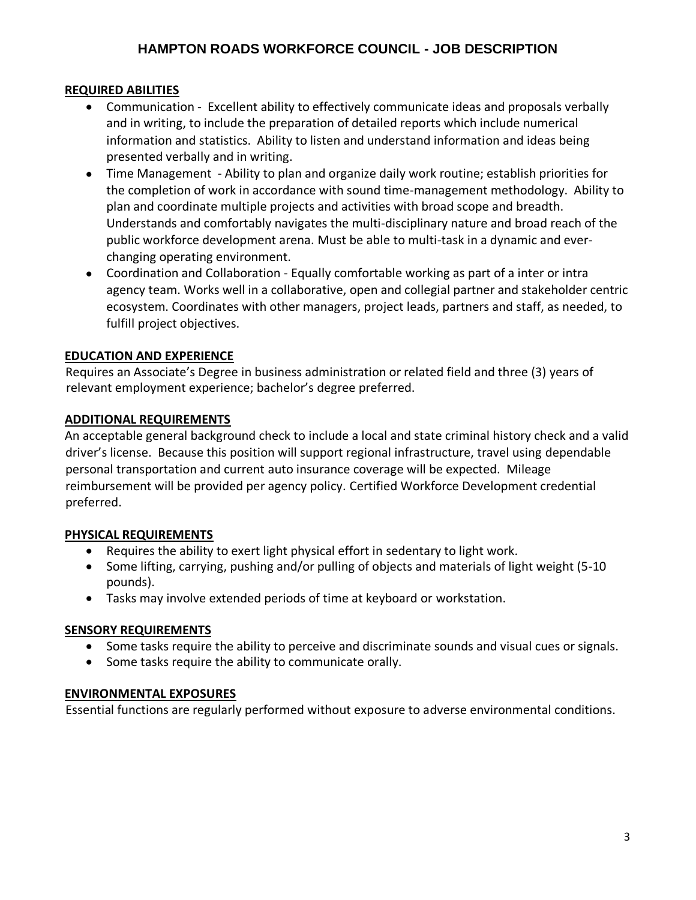## REQUIRED ABILITIES

- Communication - Excellent ability to effectively communicate ideas and proposals verbally and in writing, to include the preparation of detailed reports which include numerical information and statistics. Ability to listen and understand information and ideas being presented verbally and in writing.
- Time Management - Ability to plan and organize daily work routine; establish priorities for the completion of work in accordance with sound time-management methodology. Ability to plan and coordinate multiple projects and activities with broad scope and breadth. Understands and comfortably navigates the multi-disciplinary nature and broad reach of the public workforce development arena. Must be able to multi-task in a dynamic and ever-changing operating environment.
- Coordination and Collaboration - Equally comfortable working as part of a inter or intra agency team. Works well in a collaborative, open and collegial partner and stakeholder centric ecosystem. Coordinates with other managers, project leads, partners and staff, as needed, to fulfill project objectives.

## EDUCATION AND EXPERIENCE

Requires an Associate's Degree in business administration or related field and three (3) years of relevant employment experience; bachelor's degree preferred.

## ADDITIONAL REQUIREMENTS

An acceptable general background check to include a local and state criminal history check and a valid driver's license. Because this position will support regional infrastructure, travel using dependable personal transportation and current auto insurance coverage will be expected. Mileage reimbursement will be provided per agency policy. Certified Workforce Development credential preferred.

## PHYSICAL REQUIREMENTS

- Requires the ability to exert light physical effort in sedentary to light work.
- Some lifting, carrying, pushing and/or pulling of objects and materials of light weight (5-10 pounds).
- Tasks may involve extended periods of time at keyboard or workstation.

## SENSORY REQUIREMENTS

- Some tasks require the ability to perceive and discriminate sounds and visual cues or signals.
- Some tasks require the ability to communicate orally.

## ENVIRONMENTAL EXPOSURES

Essential functions are regularly performed without exposure to adverse environmental conditions.